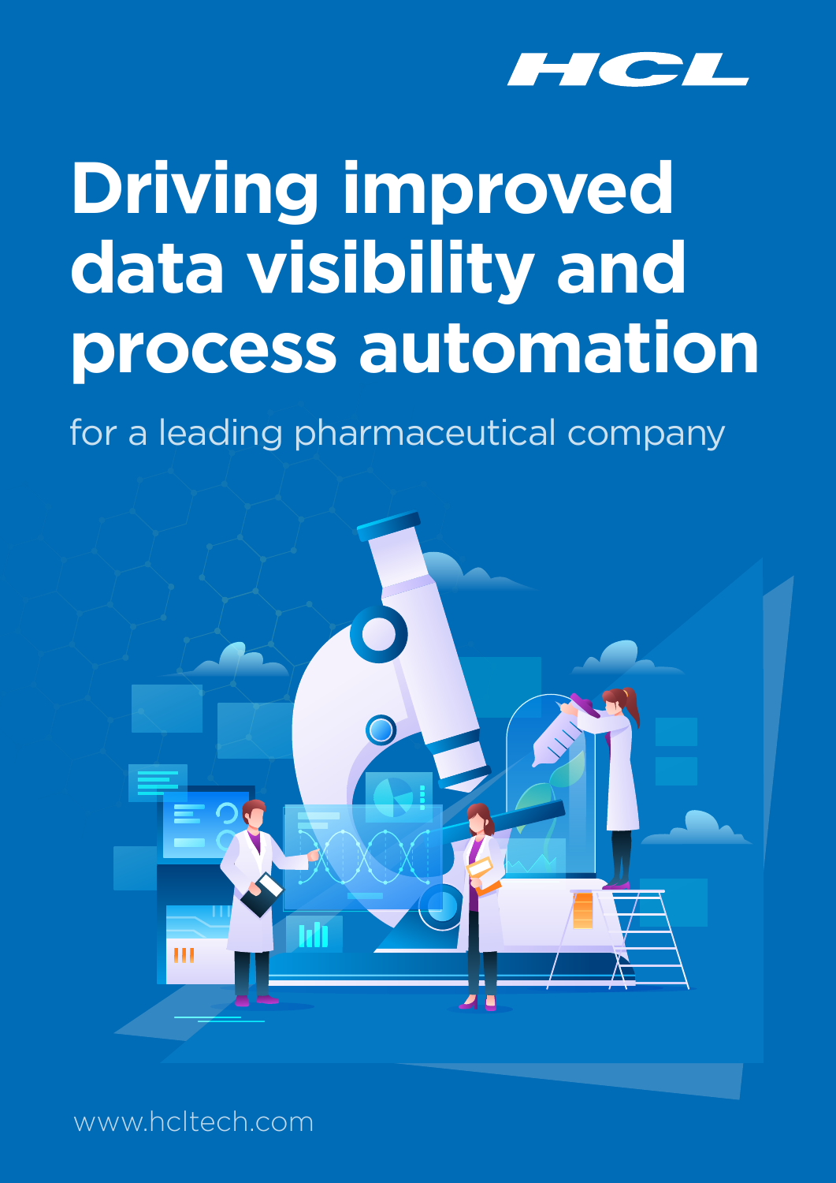HCL

# Driving improved data visibility and process automation

for a leading pharmaceutical company

www.hcltech.com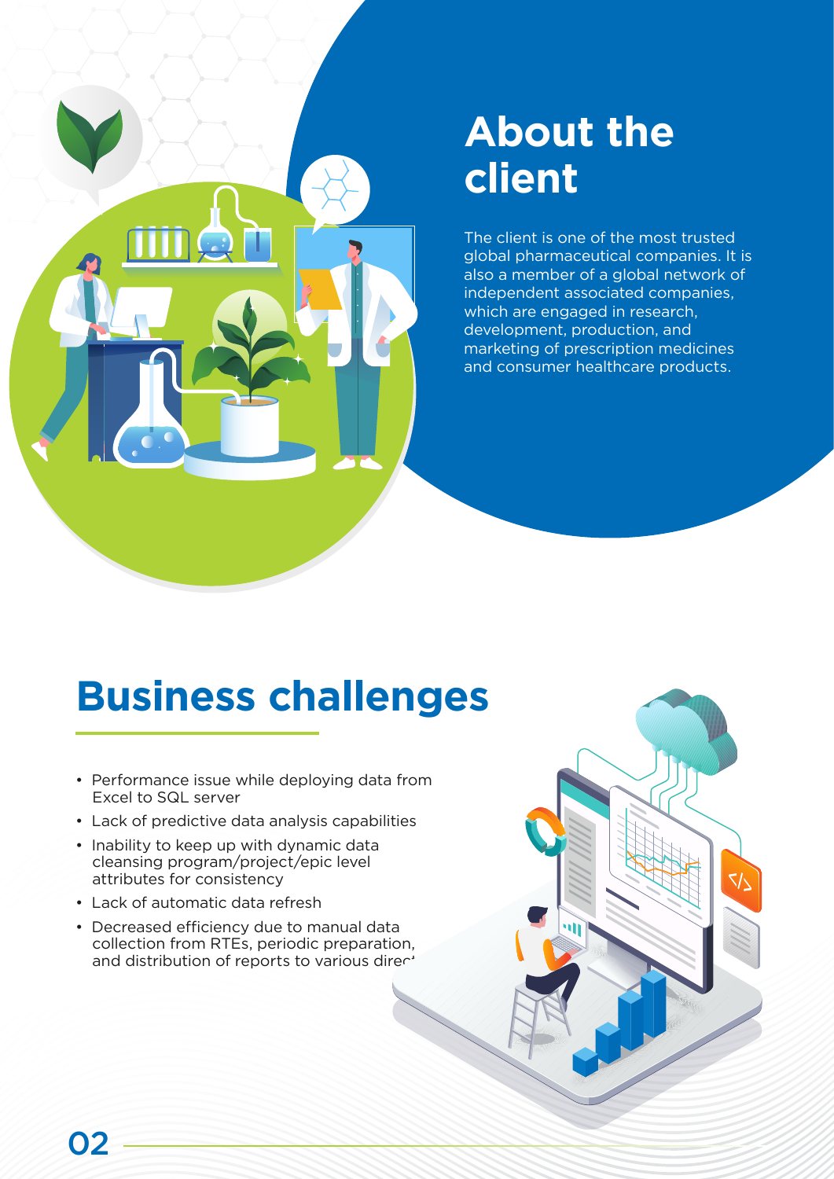# About the client

The client is one of the most trusted global pharmaceutical companies. It is also a member of a global network of independent associated companies, which are engaged in research, development, production, and marketing of prescription medicines and consumer healthcare products.

# Business challenges

- Performance issue while deploying data from Excel to SQL server
- Lack of predictive data analysis capabilities
- Inability to keep up with dynamic data cleansing program/project/epic level attributes for consistency
- Lack of automatic data refresh
- Decreased efficiency due to manual data collection from RTEs, periodic preparation, and distribution of reports to various direc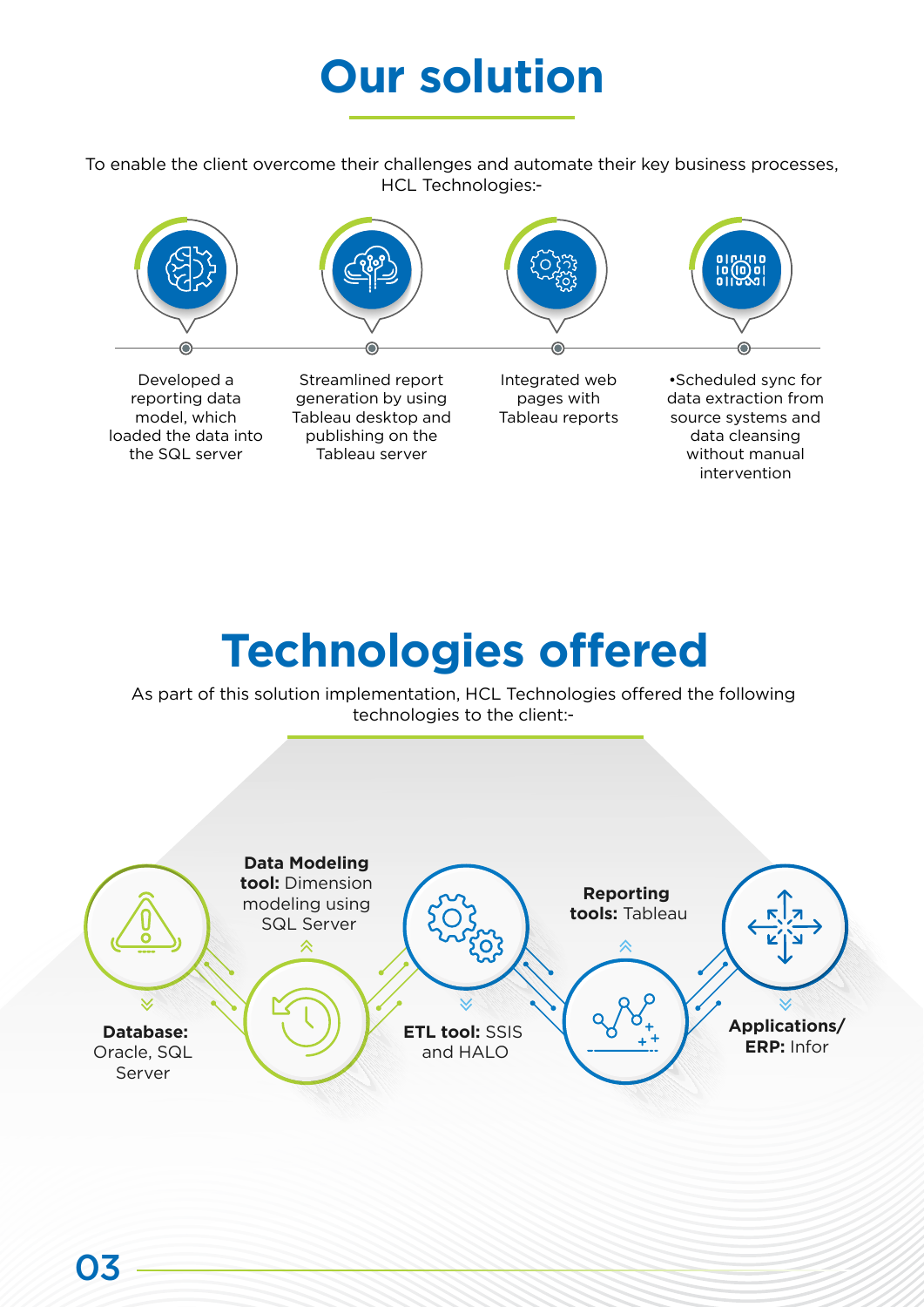# Our solution

To enable the client overcome their challenges and automate their key business processes, HCL Technologies:-

- Developed a reporting data model, which loaded the data into the SQL server
- Streamlined report generation by using Tableau desktop and publishing on the Tableau server
- Integrated web pages with Tableau reports
- •Scheduled sync for data extraction from source systems and data cleansing without manual intervention

# Technologies offered

As part of this solution implementation, HCL Technologies offered the following technologies to the client:-

- **Database:** Oracle, SQL Server
- **Data Modeling tool:** Dimension modeling using SQL Server
- **ETL tool:** SSIS and HALO
- **Reporting tools:** Tableau
- **Applications/ ERP:** Infor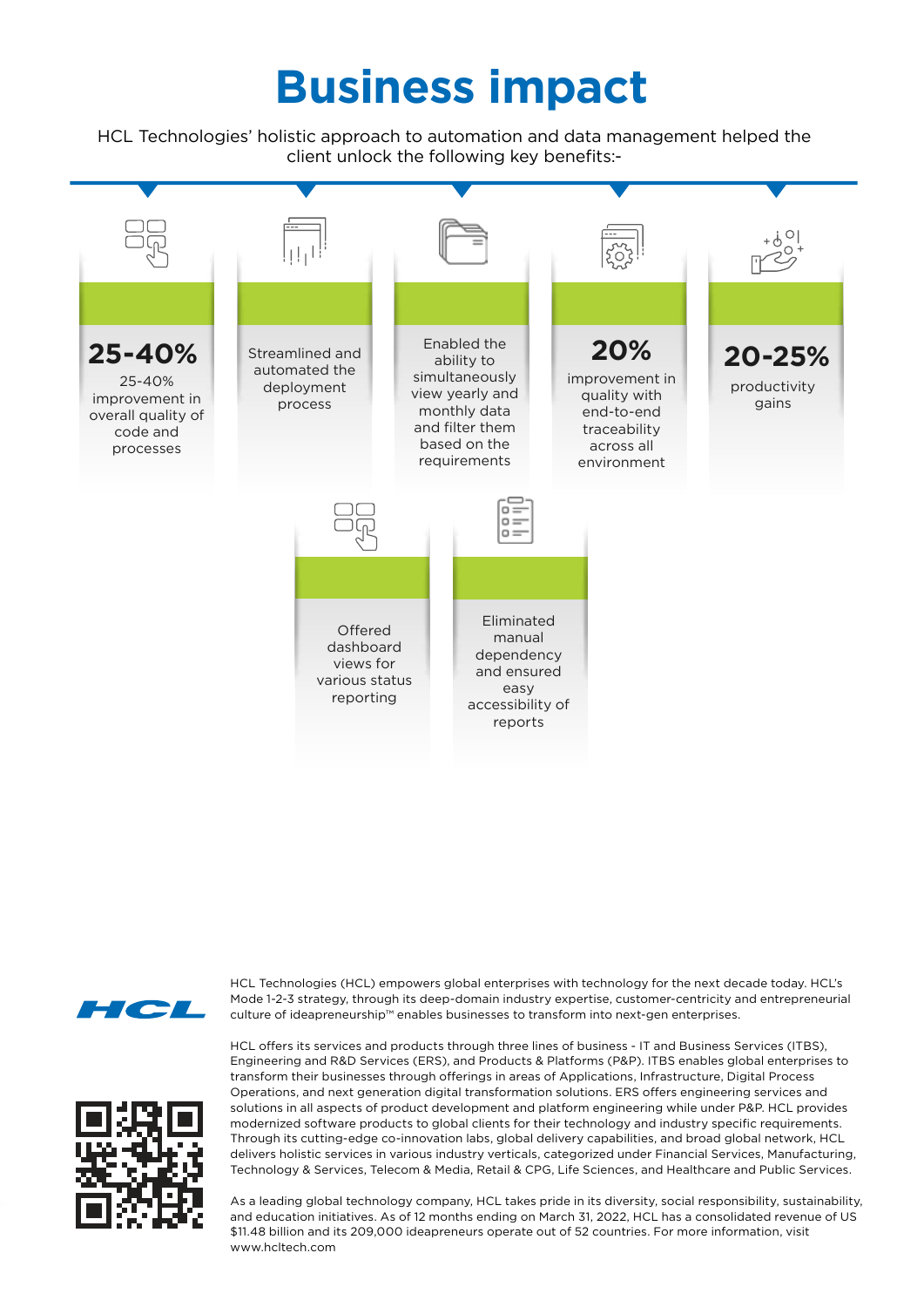# Business impact

HCL Technologies' holistic approach to automation and data management helped the client unlock the following key benefits:-

**25-40%**
25-40% improvement in overall quality of code and processes

Streamlined and automated the deployment process

Enabled the ability to simultaneously view yearly and monthly data and filter them based on the requirements

**20%**
improvement in quality with end-to-end traceability across all environment

**20-25%**
productivity gains

Offered dashboard views for various status reporting

Eliminated manual dependency and ensured easy accessibility of reports

HCL Technologies (HCL) empowers global enterprises with technology for the next decade today. HCL's Mode 1-2-3 strategy, through its deep-domain industry expertise, customer-centricity and entrepreneurial culture of ideapreneurship™ enables businesses to transform into next-gen enterprises.

HCL offers its services and products through three lines of business - IT and Business Services (ITBS), Engineering and R&D Services (ERS), and Products & Platforms (P&P). ITBS enables global enterprises to transform their businesses through offerings in areas of Applications, Infrastructure, Digital Process Operations, and next generation digital transformation solutions. ERS offers engineering services and solutions in all aspects of product development and platform engineering while under P&P. HCL provides modernized software products to global clients for their technology and industry specific requirements. Through its cutting-edge co-innovation labs, global delivery capabilities, and broad global network, HCL delivers holistic services in various industry verticals, categorized under Financial Services, Manufacturing, Technology & Services, Telecom & Media, Retail & CPG, Life Sciences, and Healthcare and Public Services.

As a leading global technology company, HCL takes pride in its diversity, social responsibility, sustainability, and education initiatives. As of 12 months ending on March 31, 2022, HCL has a consolidated revenue of US $11.48 billion and its 209,000 ideapreneurs operate out of 52 countries. For more information, visit www.hcltech.com